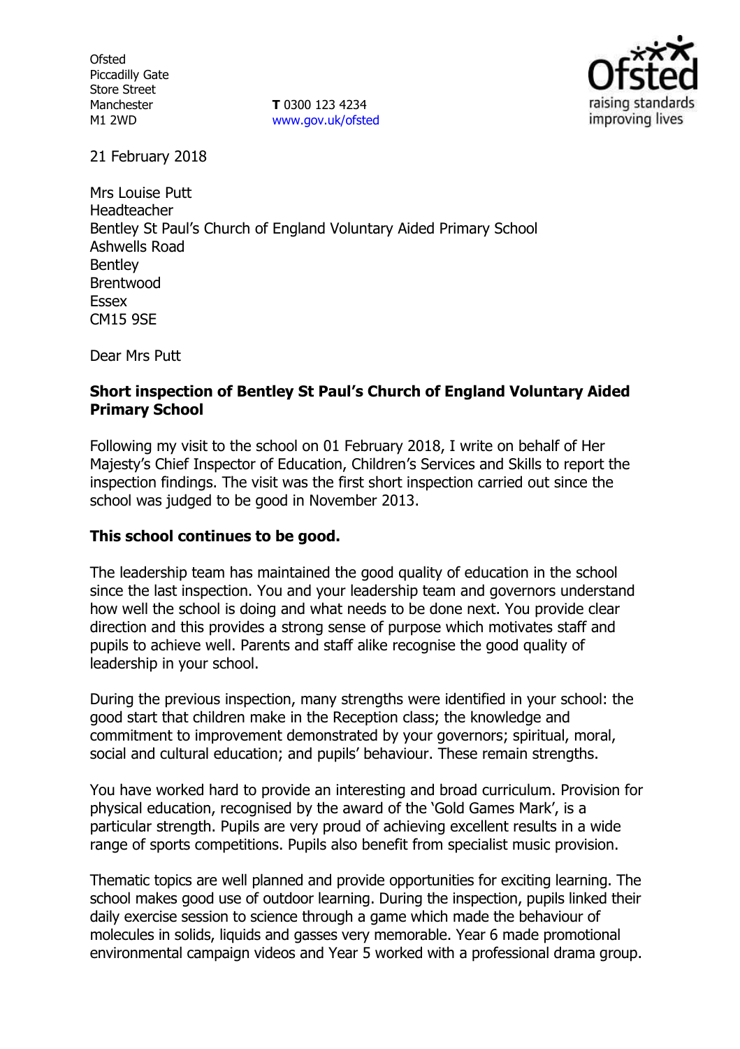Ofsted
Piccadilly Gate
Store Street
Manchester
M1 2WD

**T** 0300 123 4234
www.gov.uk/ofsted

21 February 2018

Mrs Louise Putt
Headteacher
Bentley St Paul's Church of England Voluntary Aided Primary School
Ashwells Road
Bentley
Brentwood
Essex
CM15 9SE

Dear Mrs Putt

**Short inspection of Bentley St Paul's Church of England Voluntary Aided Primary School**

Following my visit to the school on 01 February 2018, I write on behalf of Her Majesty's Chief Inspector of Education, Children's Services and Skills to report the inspection findings. The visit was the first short inspection carried out since the school was judged to be good in November 2013.

**This school continues to be good.**

The leadership team has maintained the good quality of education in the school since the last inspection. You and your leadership team and governors understand how well the school is doing and what needs to be done next. You provide clear direction and this provides a strong sense of purpose which motivates staff and pupils to achieve well. Parents and staff alike recognise the good quality of leadership in your school.

During the previous inspection, many strengths were identified in your school: the good start that children make in the Reception class; the knowledge and commitment to improvement demonstrated by your governors; spiritual, moral, social and cultural education; and pupils' behaviour. These remain strengths.

You have worked hard to provide an interesting and broad curriculum. Provision for physical education, recognised by the award of the 'Gold Games Mark', is a particular strength. Pupils are very proud of achieving excellent results in a wide range of sports competitions. Pupils also benefit from specialist music provision.

Thematic topics are well planned and provide opportunities for exciting learning. The school makes good use of outdoor learning. During the inspection, pupils linked their daily exercise session to science through a game which made the behaviour of molecules in solids, liquids and gasses very memorable. Year 6 made promotional environmental campaign videos and Year 5 worked with a professional drama group.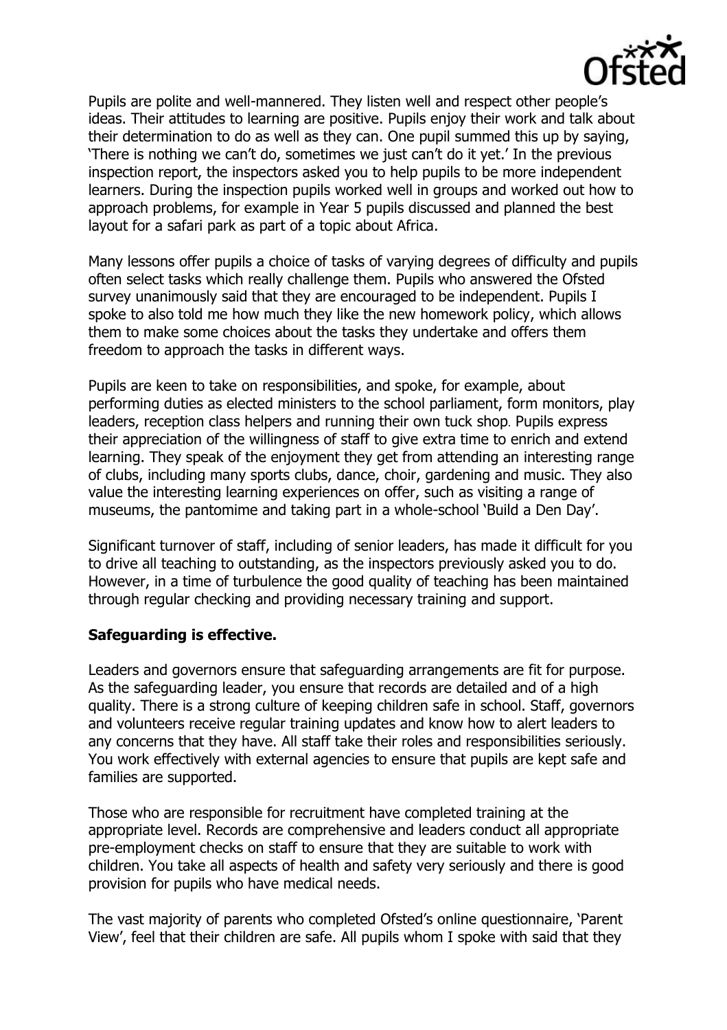Pupils are polite and well-mannered. They listen well and respect other people's ideas. Their attitudes to learning are positive. Pupils enjoy their work and talk about their determination to do as well as they can. One pupil summed this up by saying, 'There is nothing we can't do, sometimes we just can't do it yet.' In the previous inspection report, the inspectors asked you to help pupils to be more independent learners. During the inspection pupils worked well in groups and worked out how to approach problems, for example in Year 5 pupils discussed and planned the best layout for a safari park as part of a topic about Africa.

Many lessons offer pupils a choice of tasks of varying degrees of difficulty and pupils often select tasks which really challenge them. Pupils who answered the Ofsted survey unanimously said that they are encouraged to be independent. Pupils I spoke to also told me how much they like the new homework policy, which allows them to make some choices about the tasks they undertake and offers them freedom to approach the tasks in different ways.

Pupils are keen to take on responsibilities, and spoke, for example, about performing duties as elected ministers to the school parliament, form monitors, play leaders, reception class helpers and running their own tuck shop. Pupils express their appreciation of the willingness of staff to give extra time to enrich and extend learning. They speak of the enjoyment they get from attending an interesting range of clubs, including many sports clubs, dance, choir, gardening and music. They also value the interesting learning experiences on offer, such as visiting a range of museums, the pantomime and taking part in a whole-school 'Build a Den Day'.

Significant turnover of staff, including of senior leaders, has made it difficult for you to drive all teaching to outstanding, as the inspectors previously asked you to do. However, in a time of turbulence the good quality of teaching has been maintained through regular checking and providing necessary training and support.

**Safeguarding is effective.**

Leaders and governors ensure that safeguarding arrangements are fit for purpose. As the safeguarding leader, you ensure that records are detailed and of a high quality. There is a strong culture of keeping children safe in school. Staff, governors and volunteers receive regular training updates and know how to alert leaders to any concerns that they have. All staff take their roles and responsibilities seriously. You work effectively with external agencies to ensure that pupils are kept safe and families are supported.

Those who are responsible for recruitment have completed training at the appropriate level. Records are comprehensive and leaders conduct all appropriate pre-employment checks on staff to ensure that they are suitable to work with children. You take all aspects of health and safety very seriously and there is good provision for pupils who have medical needs.

The vast majority of parents who completed Ofsted's online questionnaire, 'Parent View', feel that their children are safe. All pupils whom I spoke with said that they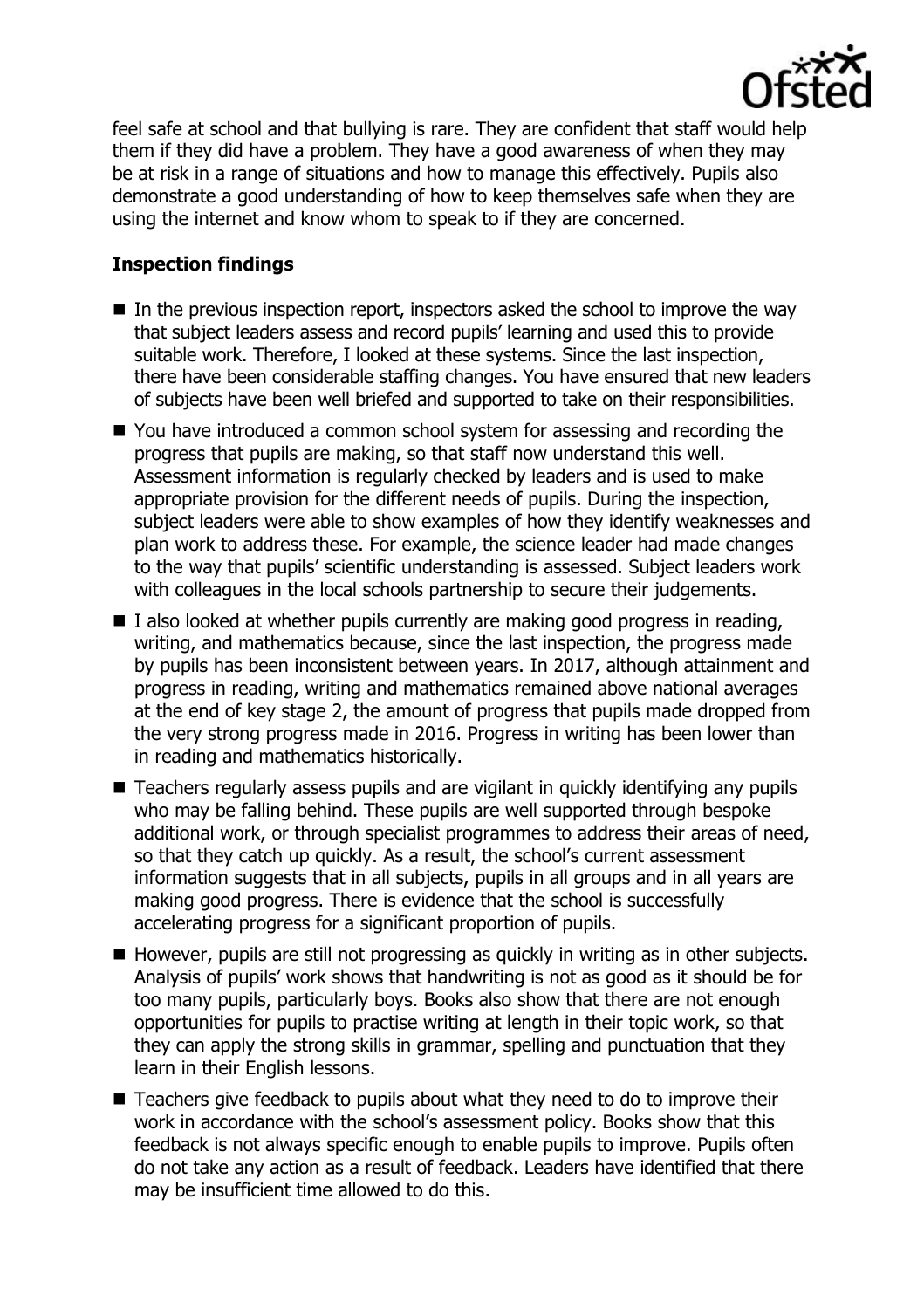feel safe at school and that bullying is rare. They are confident that staff would help them if they did have a problem. They have a good awareness of when they may be at risk in a range of situations and how to manage this effectively. Pupils also demonstrate a good understanding of how to keep themselves safe when they are using the internet and know whom to speak to if they are concerned.

### Inspection findings

- In the previous inspection report, inspectors asked the school to improve the way that subject leaders assess and record pupils' learning and used this to provide suitable work. Therefore, I looked at these systems. Since the last inspection, there have been considerable staffing changes. You have ensured that new leaders of subjects have been well briefed and supported to take on their responsibilities.
- You have introduced a common school system for assessing and recording the progress that pupils are making, so that staff now understand this well. Assessment information is regularly checked by leaders and is used to make appropriate provision for the different needs of pupils. During the inspection, subject leaders were able to show examples of how they identify weaknesses and plan work to address these. For example, the science leader had made changes to the way that pupils' scientific understanding is assessed. Subject leaders work with colleagues in the local schools partnership to secure their judgements.
- I also looked at whether pupils currently are making good progress in reading, writing, and mathematics because, since the last inspection, the progress made by pupils has been inconsistent between years. In 2017, although attainment and progress in reading, writing and mathematics remained above national averages at the end of key stage 2, the amount of progress that pupils made dropped from the very strong progress made in 2016. Progress in writing has been lower than in reading and mathematics historically.
- Teachers regularly assess pupils and are vigilant in quickly identifying any pupils who may be falling behind. These pupils are well supported through bespoke additional work, or through specialist programmes to address their areas of need, so that they catch up quickly. As a result, the school's current assessment information suggests that in all subjects, pupils in all groups and in all years are making good progress. There is evidence that the school is successfully accelerating progress for a significant proportion of pupils.
- However, pupils are still not progressing as quickly in writing as in other subjects. Analysis of pupils' work shows that handwriting is not as good as it should be for too many pupils, particularly boys. Books also show that there are not enough opportunities for pupils to practise writing at length in their topic work, so that they can apply the strong skills in grammar, spelling and punctuation that they learn in their English lessons.
- Teachers give feedback to pupils about what they need to do to improve their work in accordance with the school's assessment policy. Books show that this feedback is not always specific enough to enable pupils to improve. Pupils often do not take any action as a result of feedback. Leaders have identified that there may be insufficient time allowed to do this.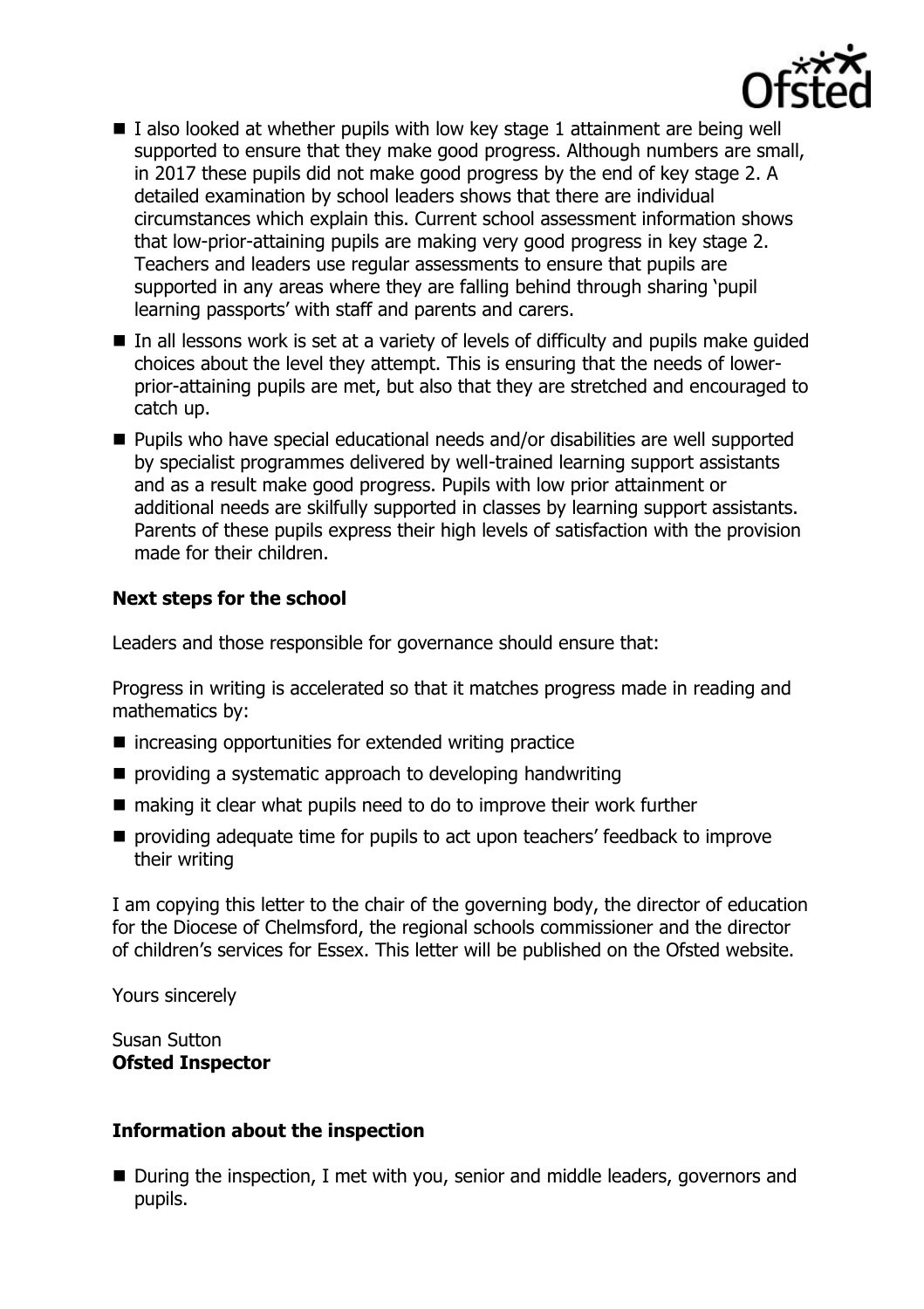- I also looked at whether pupils with low key stage 1 attainment are being well supported to ensure that they make good progress. Although numbers are small, in 2017 these pupils did not make good progress by the end of key stage 2. A detailed examination by school leaders shows that there are individual circumstances which explain this. Current school assessment information shows that low-prior-attaining pupils are making very good progress in key stage 2. Teachers and leaders use regular assessments to ensure that pupils are supported in any areas where they are falling behind through sharing 'pupil learning passports' with staff and parents and carers.
- In all lessons work is set at a variety of levels of difficulty and pupils make guided choices about the level they attempt. This is ensuring that the needs of lower-prior-attaining pupils are met, but also that they are stretched and encouraged to catch up.
- Pupils who have special educational needs and/or disabilities are well supported by specialist programmes delivered by well-trained learning support assistants and as a result make good progress. Pupils with low prior attainment or additional needs are skilfully supported in classes by learning support assistants. Parents of these pupils express their high levels of satisfaction with the provision made for their children.

## Next steps for the school

Leaders and those responsible for governance should ensure that:

Progress in writing is accelerated so that it matches progress made in reading and mathematics by:

- increasing opportunities for extended writing practice
- providing a systematic approach to developing handwriting
- making it clear what pupils need to do to improve their work further
- providing adequate time for pupils to act upon teachers' feedback to improve their writing

I am copying this letter to the chair of the governing body, the director of education for the Diocese of Chelmsford, the regional schools commissioner and the director of children's services for Essex. This letter will be published on the Ofsted website.

Yours sincerely

Susan Sutton
**Ofsted Inspector**

## Information about the inspection

- During the inspection, I met with you, senior and middle leaders, governors and pupils.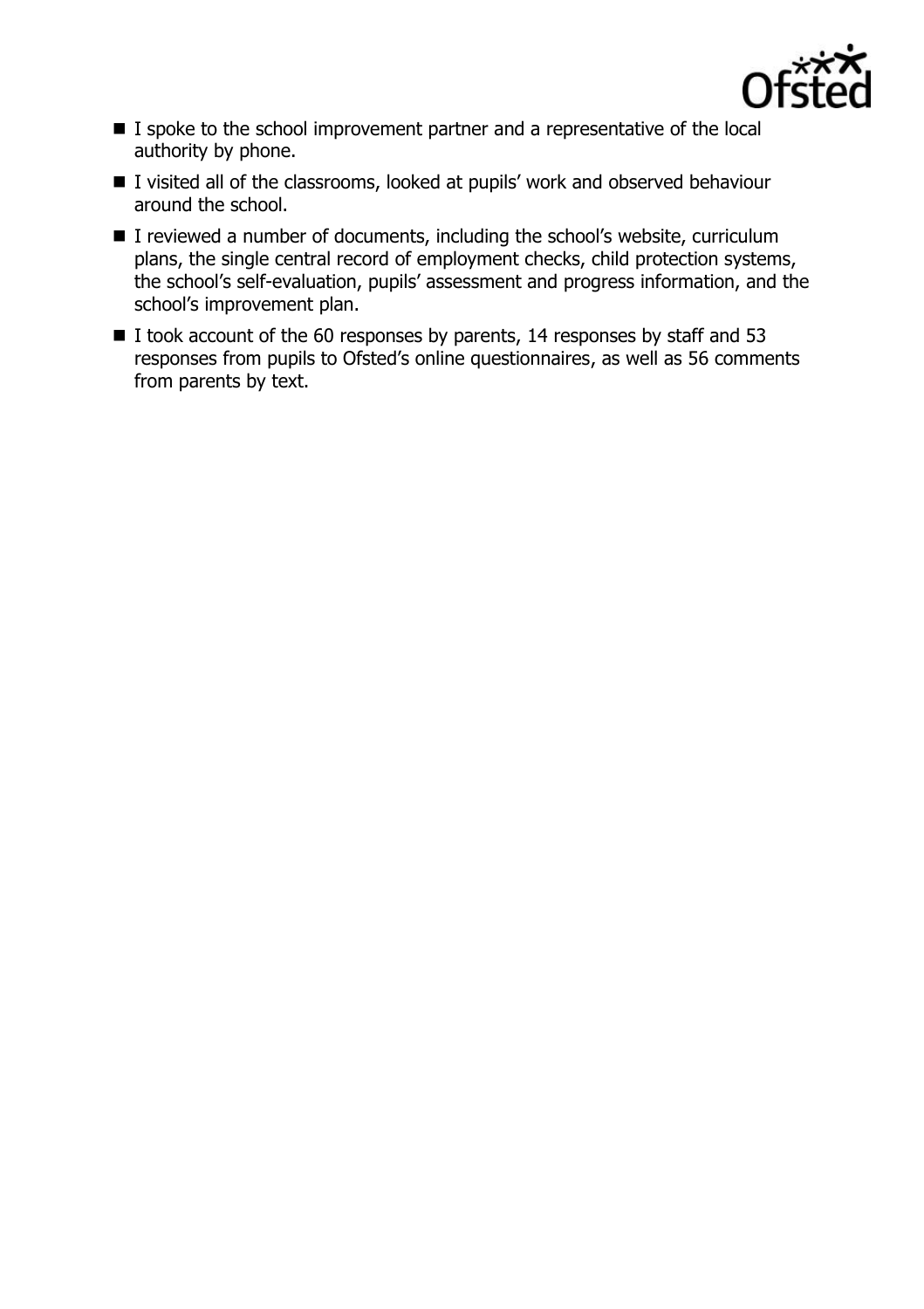- I spoke to the school improvement partner and a representative of the local authority by phone.
- I visited all of the classrooms, looked at pupils' work and observed behaviour around the school.
- I reviewed a number of documents, including the school's website, curriculum plans, the single central record of employment checks, child protection systems, the school's self-evaluation, pupils' assessment and progress information, and the school's improvement plan.
- I took account of the 60 responses by parents, 14 responses by staff and 53 responses from pupils to Ofsted's online questionnaires, as well as 56 comments from parents by text.